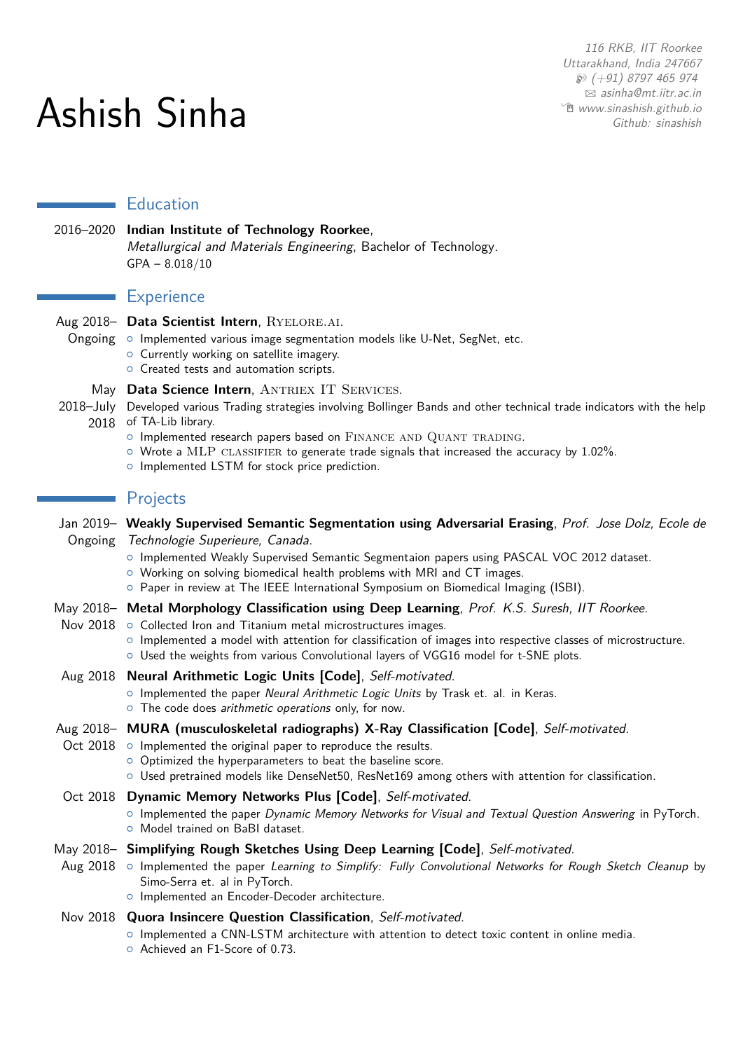# Ashish Sinha

116 RKB, IIT Roorkee
Uttarakhand, India 247667
(+91) 8797 465 974
asinha@mt.iitr.ac.in
www.sinashish.github.io
Github: sinashish

## Education

2016–2020 **Indian Institute of Technology Roorkee**,
*Metallurgical and Materials Engineering*, Bachelor of Technology.
GPA – 8.018/10

## Experience

Aug 2018–Ongoing **Data Scientist Intern**, Ryelore.ai.
- Implemented various image segmentation models like U-Net, SegNet, etc.
- Currently working on satellite imagery.
- Created tests and automation scripts.

May 2018–July 2018 **Data Science Intern**, Antriex IT Services.
Developed various Trading strategies involving Bollinger Bands and other technical trade indicators with the help of TA-Lib library.
- Implemented research papers based on Finance and Quant trading.
- Wrote a MLP classifier to generate trade signals that increased the accuracy by 1.02%.
- Implemented LSTM for stock price prediction.

## Projects

Jan 2019–Ongoing **Weakly Supervised Semantic Segmentation using Adversarial Erasing**, *Prof. Jose Dolz, Ecole de Technologie Superieure, Canada.*
- Implemented Weakly Supervised Semantic Segmentaion papers using PASCAL VOC 2012 dataset.
- Working on solving biomedical health problems with MRI and CT images.
- Paper in review at The IEEE International Symposium on Biomedical Imaging (ISBI).

May 2018–Nov 2018 **Metal Morphology Classification using Deep Learning**, *Prof. K.S. Suresh, IIT Roorkee.*
- Collected Iron and Titanium metal microstructures images.
- Implemented a model with attention for classification of images into respective classes of microstructure.
- Used the weights from various Convolutional layers of VGG16 model for t-SNE plots.

Aug 2018 **Neural Arithmetic Logic Units [Code]**, *Self-motivated.*
- Implemented the paper *Neural Arithmetic Logic Units* by Trask et. al. in Keras.
- The code does *arithmetic operations* only, for now.

Aug 2018–Oct 2018 **MURA (musculoskeletal radiographs) X-Ray Classification [Code]**, *Self-motivated.*
- Implemented the original paper to reproduce the results.
- Optimized the hyperparameters to beat the baseline score.
- Used pretrained models like DenseNet50, ResNet169 among others with attention for classification.

Oct 2018 **Dynamic Memory Networks Plus [Code]**, *Self-motivated.*
- Implemented the paper *Dynamic Memory Networks for Visual and Textual Question Answering* in PyTorch.
- Model trained on BaBI dataset.

May 2018–Aug 2018 **Simplifying Rough Sketches Using Deep Learning [Code]**, *Self-motivated.*
- Implemented the paper *Learning to Simplify: Fully Convolutional Networks for Rough Sketch Cleanup* by Simo-Serra et. al in PyTorch.
- Implemented an Encoder-Decoder architecture.

Nov 2018 **Quora Insincere Question Classification**, *Self-motivated.*
- Implemented a CNN-LSTM architecture with attention to detect toxic content in online media.
- Achieved an F1-Score of 0.73.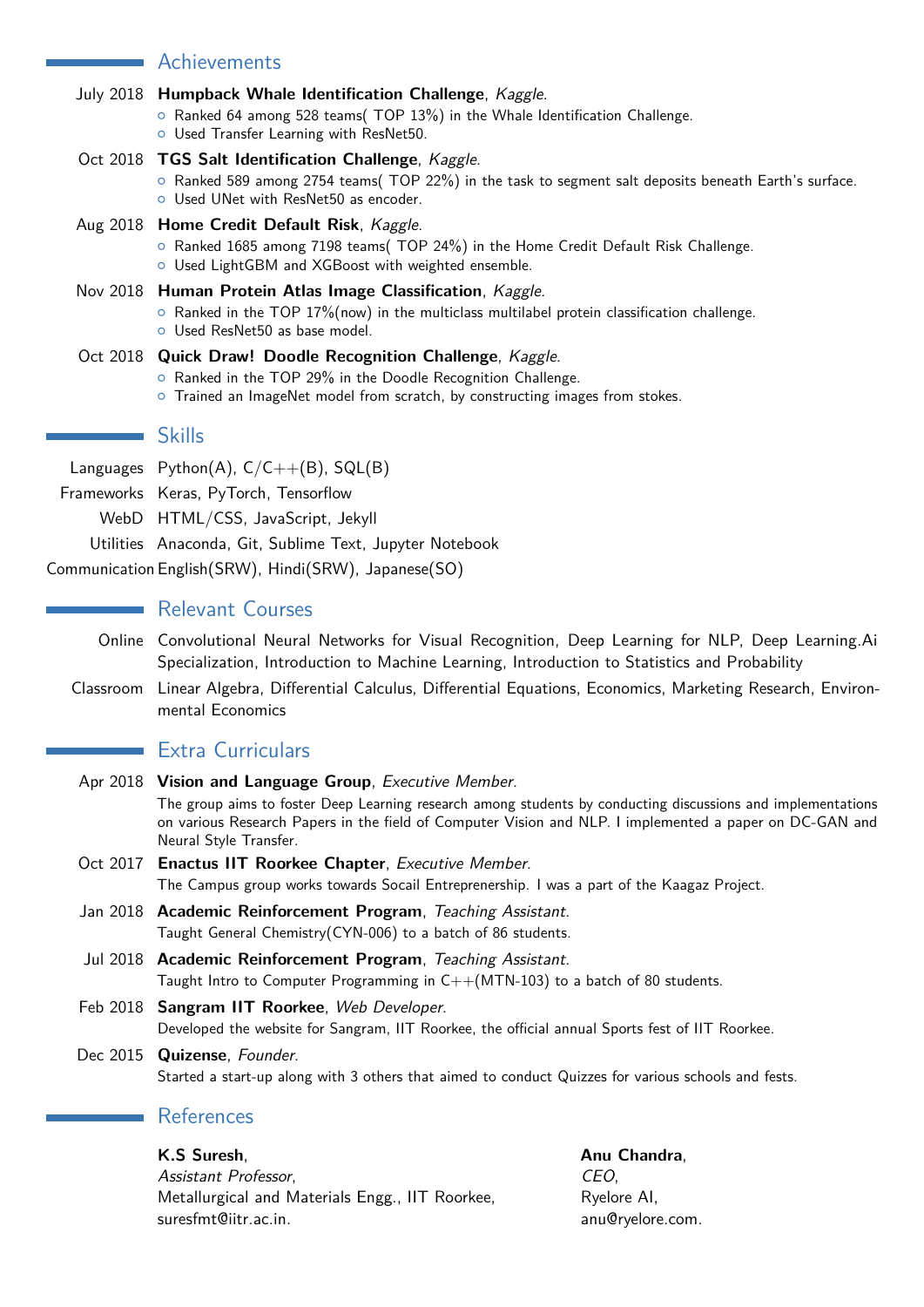## Achievements

July 2018 **Humpback Whale Identification Challenge**, *Kaggle*.
- Ranked 64 among 528 teams( TOP 13%) in the Whale Identification Challenge.
- Used Transfer Learning with ResNet50.

Oct 2018 **TGS Salt Identification Challenge**, *Kaggle*.
- Ranked 589 among 2754 teams( TOP 22%) in the task to segment salt deposits beneath Earth's surface.
- Used UNet with ResNet50 as encoder.

Aug 2018 **Home Credit Default Risk**, *Kaggle*.
- Ranked 1685 among 7198 teams( TOP 24%) in the Home Credit Default Risk Challenge.
- Used LightGBM and XGBoost with weighted ensemble.

Nov 2018 **Human Protein Atlas Image Classification**, *Kaggle*.
- Ranked in the TOP 17%(now) in the multiclass multilabel protein classification challenge.
- Used ResNet50 as base model.

Oct 2018 **Quick Draw! Doodle Recognition Challenge**, *Kaggle*.
- Ranked in the TOP 29% in the Doodle Recognition Challenge.
- Trained an ImageNet model from scratch, by constructing images from stokes.

## Skills

Languages Python(A), C/C++(B), SQL(B)

Frameworks Keras, PyTorch, Tensorflow

WebD HTML/CSS, JavaScript, Jekyll

Utilities Anaconda, Git, Sublime Text, Jupyter Notebook

Communication English(SRW), Hindi(SRW), Japanese(SO)

## Relevant Courses

Online Convolutional Neural Networks for Visual Recognition, Deep Learning for NLP, Deep Learning.Ai Specialization, Introduction to Machine Learning, Introduction to Statistics and Probability

Classroom Linear Algebra, Differential Calculus, Differential Equations, Economics, Marketing Research, Environmental Economics

## Extra Curriculars

Apr 2018 **Vision and Language Group**, *Executive Member*.
The group aims to foster Deep Learning research among students by conducting discussions and implementations on various Research Papers in the field of Computer Vision and NLP. I implemented a paper on DC-GAN and Neural Style Transfer.

Oct 2017 **Enactus IIT Roorkee Chapter**, *Executive Member*.
The Campus group works towards Socail Entreprenership. I was a part of the Kaagaz Project.

Jan 2018 **Academic Reinforcement Program**, *Teaching Assistant*.
Taught General Chemistry(CYN-006) to a batch of 86 students.

Jul 2018 **Academic Reinforcement Program**, *Teaching Assistant*.
Taught Intro to Computer Programming in C++(MTN-103) to a batch of 80 students.

Feb 2018 **Sangram IIT Roorkee**, *Web Developer*.
Developed the website for Sangram, IIT Roorkee, the official annual Sports fest of IIT Roorkee.

Dec 2015 **Quizense**, *Founder*.
Started a start-up along with 3 others that aimed to conduct Quizzes for various schools and fests.

## References

**K.S Suresh**,
*Assistant Professor*,
Metallurgical and Materials Engg., IIT Roorkee,
suresfmt@iitr.ac.in.

**Anu Chandra**,
*CEO*,
Ryelore AI,
anu@ryelore.com.